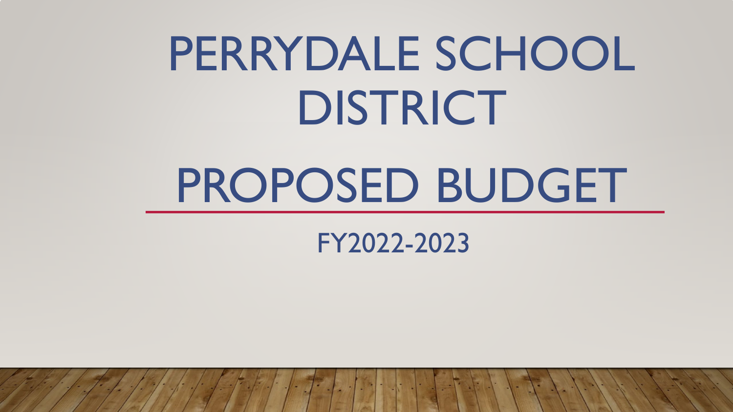# PERRYDALE SCHOOL DISTRICT

# PROPOSED BUDGET

## FY2022-2023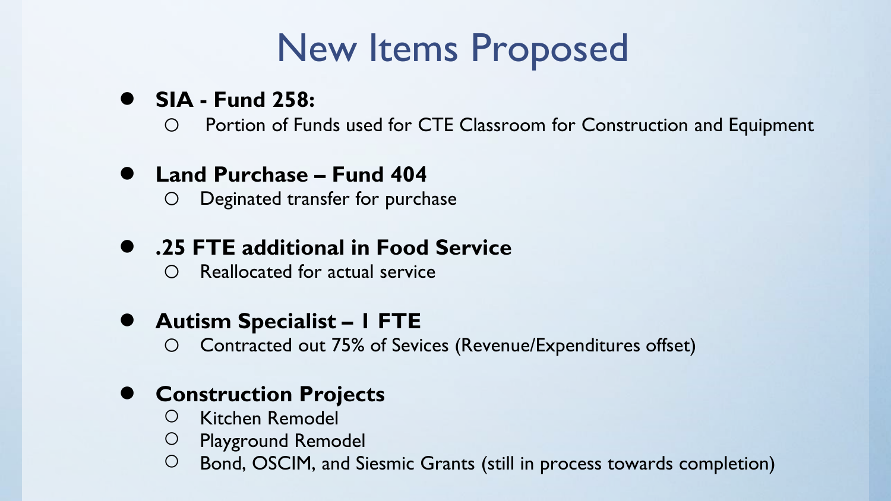# New Items Proposed

- **SIA - Fund 258:**
  - Portion of Funds used for CTE Classroom for Construction and Equipment
- **Land Purchase – Fund 404**
  - Deginated transfer for purchase
- **.25 FTE additional in Food Service**
  - Reallocated for actual service
- **Autism Specialist – 1 FTE**
  - Contracted out 75% of Sevices (Revenue/Expenditures offset)
- **Construction Projects**
  - Kitchen Remodel
  - Playground Remodel
  - Bond, OSCIM, and Siesmic Grants (still in process towards completion)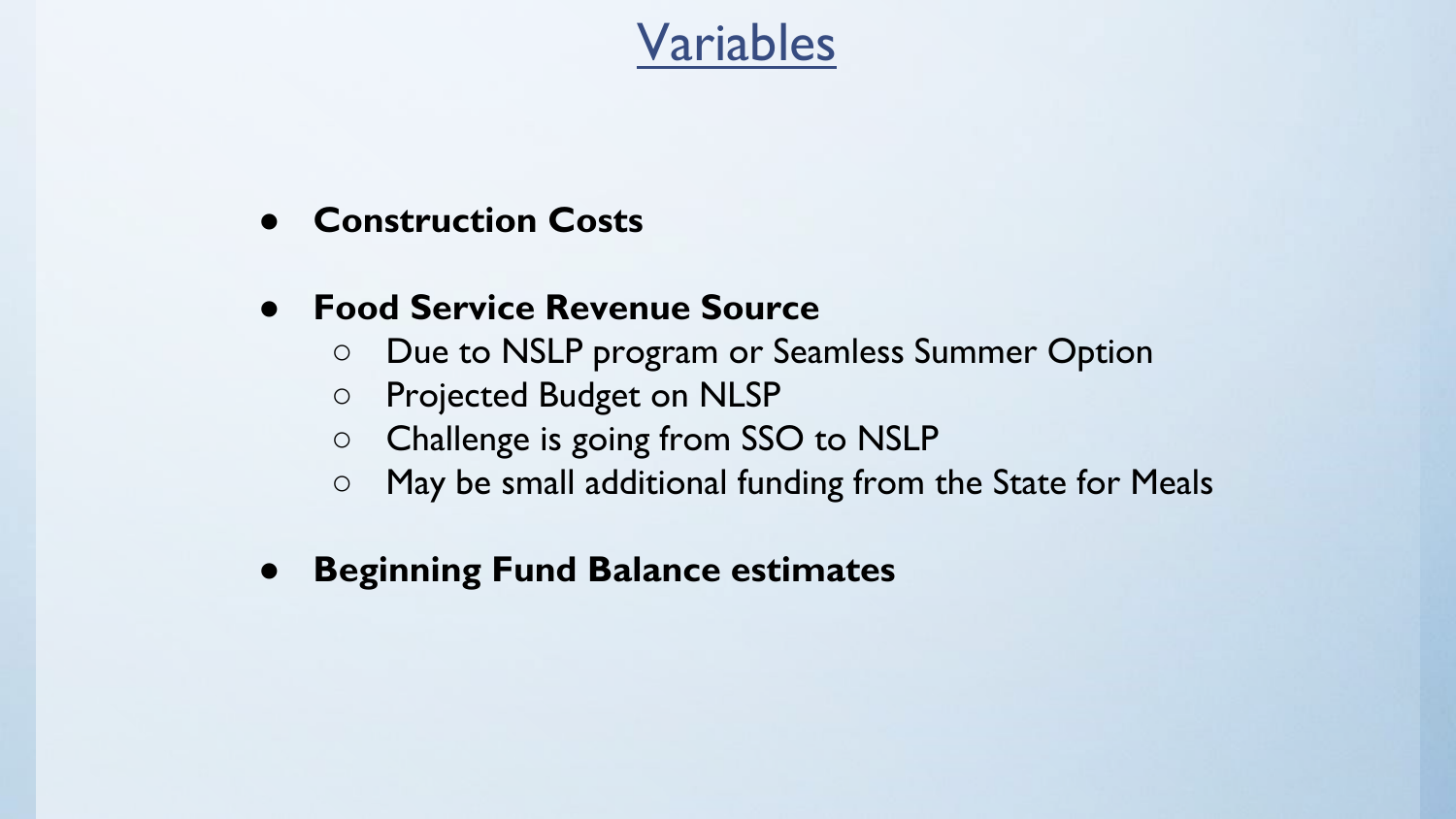# Variables

- **Construction Costs**
- **Food Service Revenue Source**
  - Due to NSLP program or Seamless Summer Option
  - Projected Budget on NLSP
  - Challenge is going from SSO to NSLP
  - May be small additional funding from the State for Meals
- **Beginning Fund Balance estimates**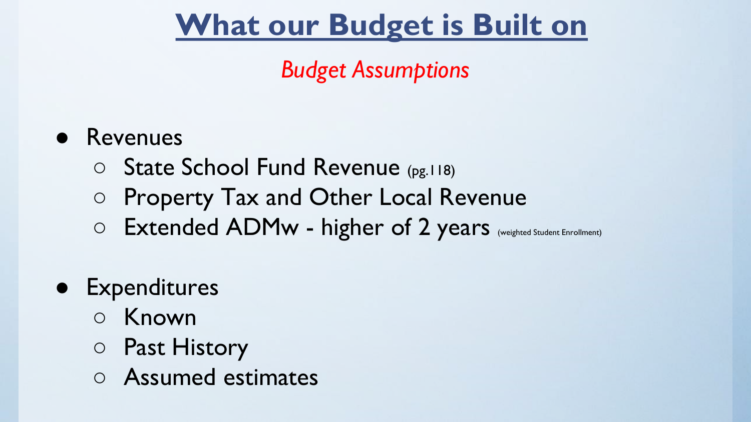# What our Budget is Built on

*Budget Assumptions*

- Revenues
  - State School Fund Revenue (pg.118)
  - Property Tax and Other Local Revenue
  - Extended ADMw - higher of 2 years (weighted Student Enrollment)
- Expenditures
  - Known
  - Past History
  - Assumed estimates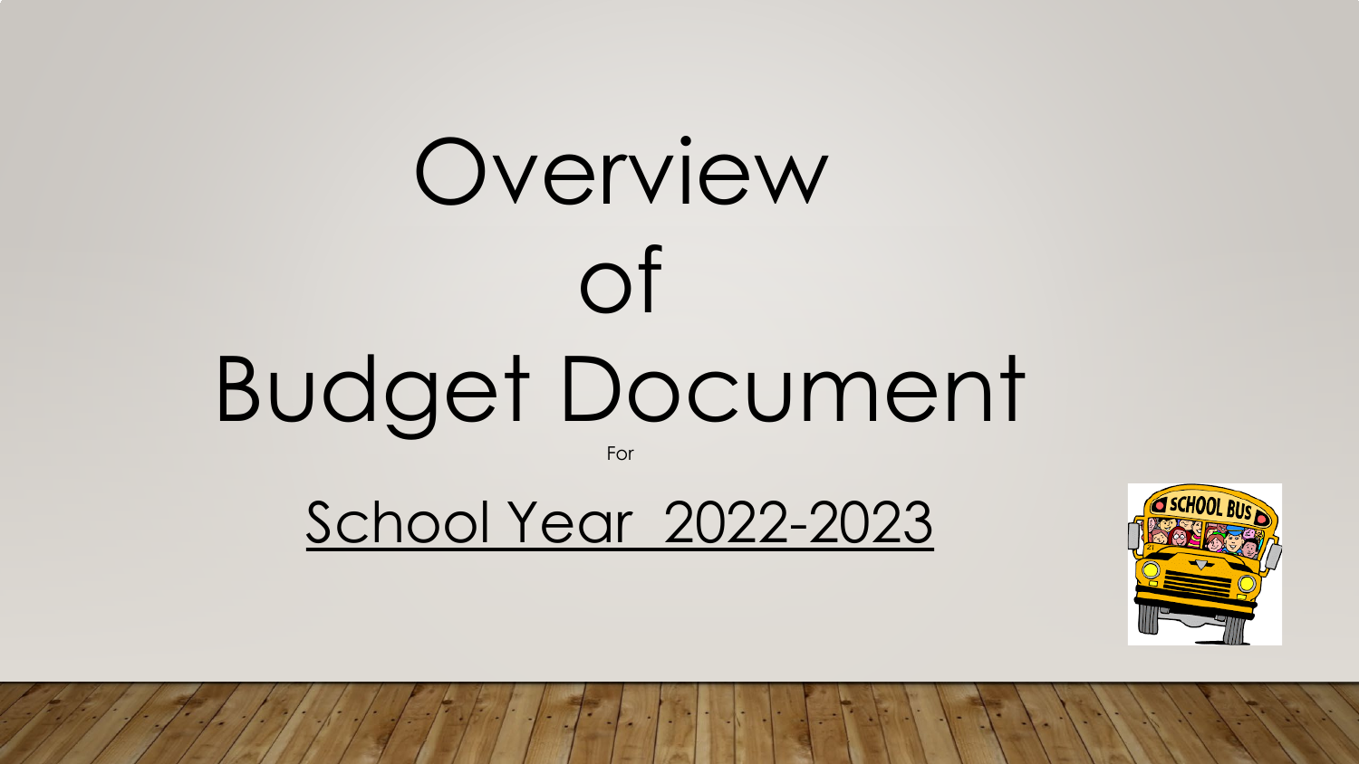# Overview of Budget Document

For

School Year 2022-2023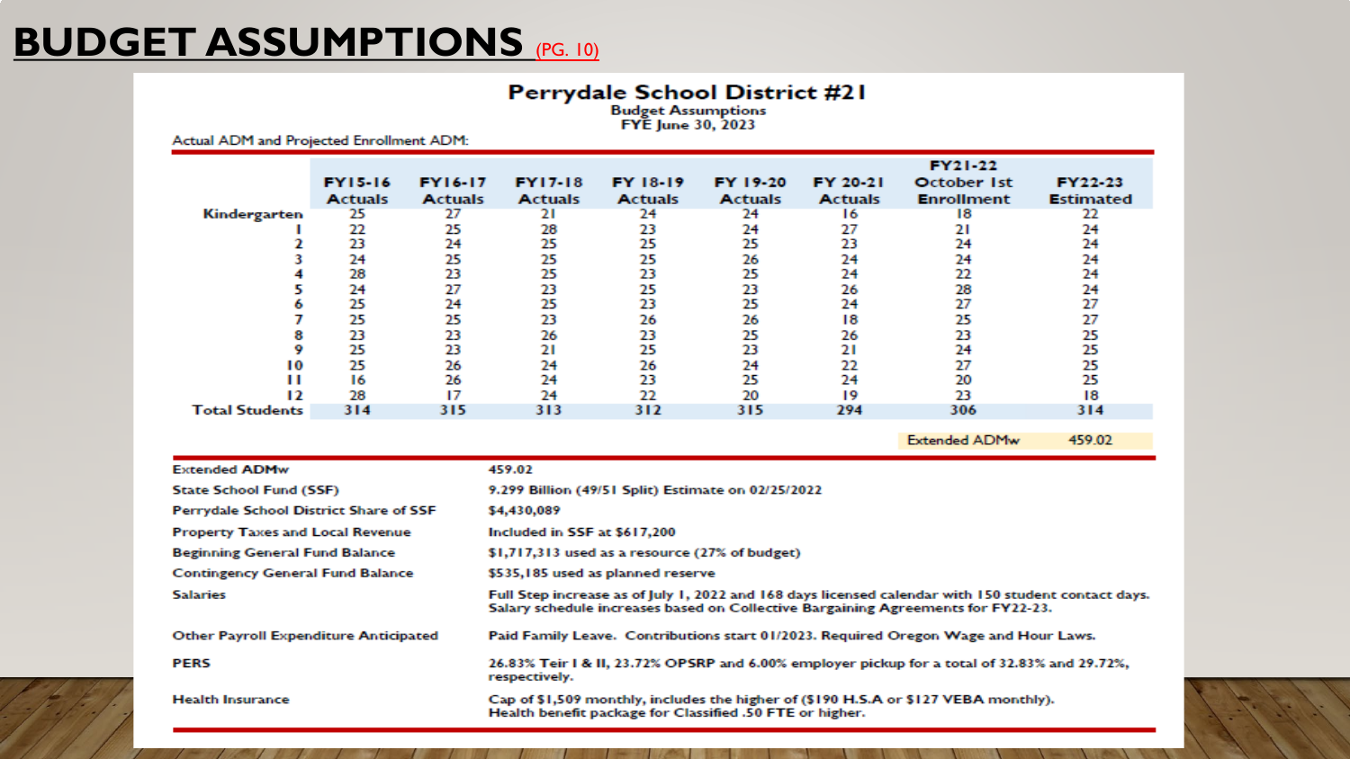# BUDGET ASSUMPTIONS (PG. 10)

## Perrydale School District #21

**Budget Assumptions**
**FYE June 30, 2023**

Actual ADM and Projected Enrollment ADM:

| | FY15-16 Actuals | FY16-17 Actuals | FY17-18 Actuals | FY 18-19 Actuals | FY 19-20 Actuals | FY 20-21 Actuals | FY21-22 October 1st Enrollment | FY22-23 Estimated |
|---|---|---|---|---|---|---|---|---|
| Kindergarten | 25 | 27 | 21 | 24 | 24 | 16 | 18 | 22 |
| 1 | 22 | 25 | 28 | 23 | 24 | 27 | 21 | 24 |
| 2 | 23 | 24 | 25 | 25 | 25 | 23 | 24 | 24 |
| 3 | 24 | 25 | 25 | 25 | 26 | 24 | 24 | 24 |
| 4 | 28 | 23 | 25 | 23 | 25 | 24 | 22 | 24 |
| 5 | 24 | 27 | 23 | 25 | 23 | 26 | 28 | 24 |
| 6 | 25 | 24 | 25 | 23 | 25 | 24 | 27 | 27 |
| 7 | 25 | 25 | 23 | 26 | 26 | 18 | 25 | 27 |
| 8 | 23 | 23 | 26 | 23 | 25 | 26 | 23 | 25 |
| 9 | 25 | 23 | 21 | 25 | 23 | 21 | 24 | 25 |
| 10 | 25 | 26 | 24 | 26 | 24 | 22 | 27 | 25 |
| 11 | 16 | 26 | 24 | 23 | 25 | 24 | 20 | 25 |
| 12 | 28 | 17 | 24 | 22 | 20 | 19 | 23 | 18 |
| Total Students | 314 | 315 | 313 | 312 | 315 | 294 | 306 | 314 |

Extended ADMw 459.02

| | |
|---|---|
| Extended ADMw | 459.02 |
| State School Fund (SSF) | 9.299 Billion (49/51 Split) Estimate on 02/25/2022 |
| Perrydale School District Share of SSF | $4,430,089 |
| Property Taxes and Local Revenue | Included in SSF at $617,200 |
| Beginning General Fund Balance | $1,717,313 used as a resource (27% of budget) |
| Contingency General Fund Balance | $535,185 used as planned reserve |
| Salaries | Full Step increase as of July 1, 2022 and 168 days licensed calendar with 150 student contact days. Salary schedule increases based on Collective Bargaining Agreements for FY22-23. |
| Other Payroll Expenditure Anticipated | Paid Family Leave. Contributions start 01/2023. Required Oregon Wage and Hour Laws. |
| PERS | 26.83% Teir I & II, 23.72% OPSRP and 6.00% employer pickup for a total of 32.83% and 29.72%, respectively. |
| Health Insurance | Cap of $1,509 monthly, includes the higher of ($190 H.S.A or $127 VEBA monthly). Health benefit package for Classified .50 FTE or higher. |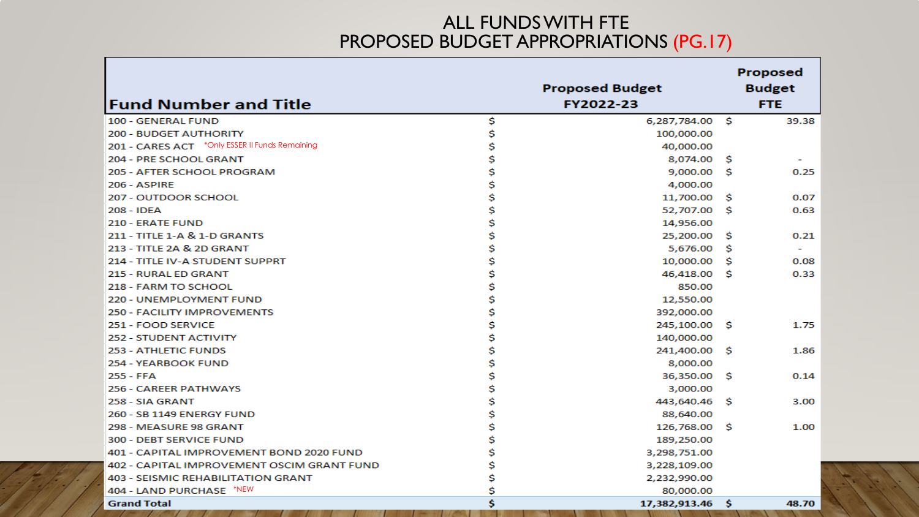# ALL FUNDS WITH FTE
# PROPOSED BUDGET APPROPRIATIONS (PG.17)

| Fund Number and Title | | Proposed Budget FY2022-23 | | Proposed Budget FTE |
|---|---|---|---|---|
| 100 - GENERAL FUND | $ | 6,287,784.00 | $ | 39.38 |
| 200 - BUDGET AUTHORITY | $ | 100,000.00 | | |
| 201 - CARES ACT *Only ESSER II Funds Remaining | $ | 40,000.00 | | |
| 204 - PRE SCHOOL GRANT | $ | 8,074.00 | $ | - |
| 205 - AFTER SCHOOL PROGRAM | $ | 9,000.00 | $ | 0.25 |
| 206 - ASPIRE | $ | 4,000.00 | | |
| 207 - OUTDOOR SCHOOL | $ | 11,700.00 | $ | 0.07 |
| 208 - IDEA | $ | 52,707.00 | $ | 0.63 |
| 210 - ERATE FUND | $ | 14,956.00 | | |
| 211 - TITLE 1-A & 1-D GRANTS | $ | 25,200.00 | $ | 0.21 |
| 213 - TITLE 2A & 2D GRANT | $ | 5,676.00 | $ | - |
| 214 - TITLE IV-A STUDENT SUPPRT | $ | 10,000.00 | $ | 0.08 |
| 215 - RURAL ED GRANT | $ | 46,418.00 | $ | 0.33 |
| 218 - FARM TO SCHOOL | $ | 850.00 | | |
| 220 - UNEMPLOYMENT FUND | $ | 12,550.00 | | |
| 250 - FACILITY IMPROVEMENTS | $ | 392,000.00 | | |
| 251 - FOOD SERVICE | $ | 245,100.00 | $ | 1.75 |
| 252 - STUDENT ACTIVITY | $ | 140,000.00 | | |
| 253 - ATHLETIC FUNDS | $ | 241,400.00 | $ | 1.86 |
| 254 - YEARBOOK FUND | $ | 8,000.00 | | |
| 255 - FFA | $ | 36,350.00 | $ | 0.14 |
| 256 - CAREER PATHWAYS | $ | 3,000.00 | | |
| 258 - SIA GRANT | $ | 443,640.46 | $ | 3.00 |
| 260 - SB 1149 ENERGY FUND | $ | 88,640.00 | | |
| 298 - MEASURE 98 GRANT | $ | 126,768.00 | $ | 1.00 |
| 300 - DEBT SERVICE FUND | $ | 189,250.00 | | |
| 401 - CAPITAL IMPROVEMENT BOND 2020 FUND | $ | 3,298,751.00 | | |
| 402 - CAPITAL IMPROVEMENT OSCIM GRANT FUND | $ | 3,228,109.00 | | |
| 403 - SEISMIC REHABILITATION GRANT | $ | 2,232,990.00 | | |
| 404 - LAND PURCHASE *NEW | $ | 80,000.00 | | |
| **Grand Total** | **$** | **17,382,913.46** | **$** | **48.70** |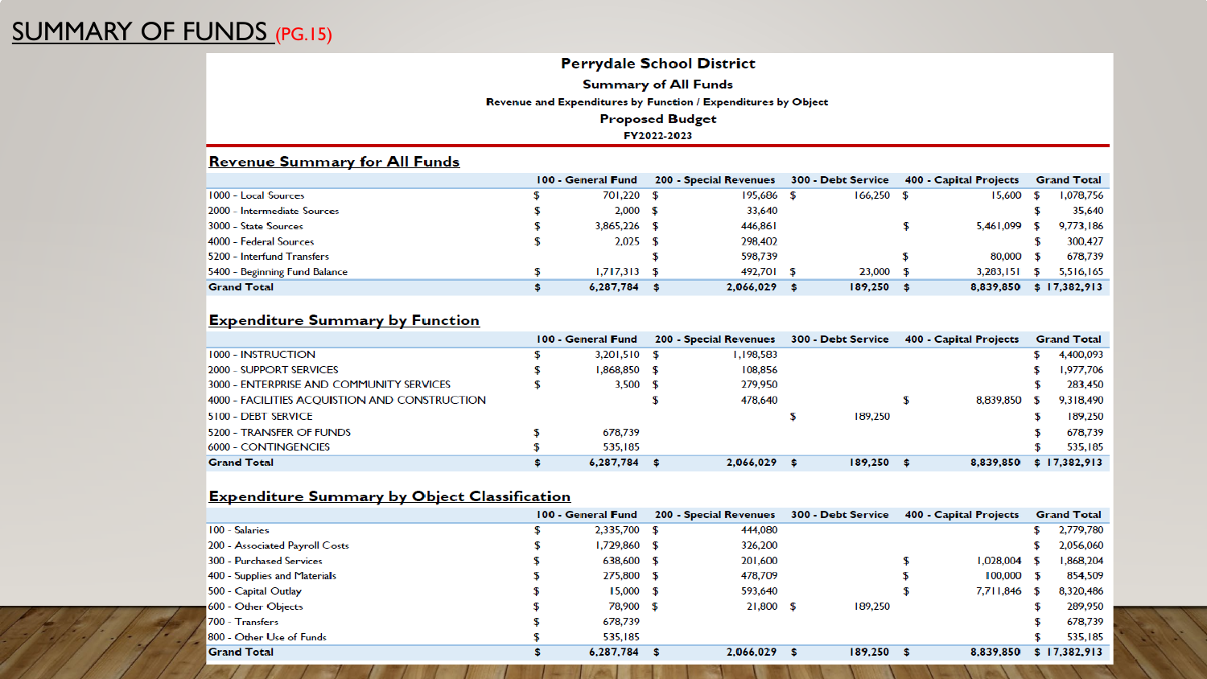# SUMMARY OF FUNDS (PG.15)

## Perrydale School District

### Summary of All Funds

**Revenue and Expenditures by Function / Expenditures by Object**

**Proposed Budget**

**FY2022-2023**

### Revenue Summary for All Funds

| | 100 - General Fund | 200 - Special Revenues | 300 - Debt Service | 400 - Capital Projects | Grand Total |
|---|---|---|---|---|---|
| 1000 - Local Sources | $ 701,220 | $ 195,686 | $ 166,250 | $ 15,600 | $ 1,078,756 |
| 2000 - Intermediate Sources | $ 2,000 | $ 33,640 | | | $ 35,640 |
| 3000 - State Sources | $ 3,865,226 | $ 446,861 | | $ 5,461,099 | $ 9,773,186 |
| 4000 - Federal Sources | $ 2,025 | $ 298,402 | | | $ 300,427 |
| 5200 - Interfund Transfers | | $ 598,739 | | $ 80,000 | $ 678,739 |
| 5400 - Beginning Fund Balance | $ 1,717,313 | $ 492,701 | $ 23,000 | $ 3,283,151 | $ 5,516,165 |
| **Grand Total** | **$ 6,287,784** | **$ 2,066,029** | **$ 189,250** | **$ 8,839,850** | **$ 17,382,913** |

### Expenditure Summary by Function

| | 100 - General Fund | 200 - Special Revenues | 300 - Debt Service | 400 - Capital Projects | Grand Total |
|---|---|---|---|---|---|
| 1000 - INSTRUCTION | $ 3,201,510 | $ 1,198,583 | | | $ 4,400,093 |
| 2000 - SUPPORT SERVICES | $ 1,868,850 | $ 108,856 | | | $ 1,977,706 |
| 3000 - ENTERPRISE AND COMMUNITY SERVICES | $ 3,500 | $ 279,950 | | | $ 283,450 |
| 4000 - FACILITIES ACQUISTION AND CONSTRUCTION | | $ 478,640 | | $ 8,839,850 | $ 9,318,490 |
| 5100 - DEBT SERVICE | | | $ 189,250 | | $ 189,250 |
| 5200 - TRANSFER OF FUNDS | $ 678,739 | | | | $ 678,739 |
| 6000 - CONTINGENCIES | $ 535,185 | | | | $ 535,185 |
| **Grand Total** | **$ 6,287,784** | **$ 2,066,029** | **$ 189,250** | **$ 8,839,850** | **$ 17,382,913** |

### Expenditure Summary by Object Classification

| | 100 - General Fund | 200 - Special Revenues | 300 - Debt Service | 400 - Capital Projects | Grand Total |
|---|---|---|---|---|---|
| 100 - Salaries | $ 2,335,700 | $ 444,080 | | | $ 2,779,780 |
| 200 - Associated Payroll Costs | $ 1,729,860 | $ 326,200 | | | $ 2,056,060 |
| 300 - Purchased Services | $ 638,600 | $ 201,600 | | $ 1,028,004 | $ 1,868,204 |
| 400 - Supplies and Materials | $ 275,800 | $ 478,709 | | $ 100,000 | $ 854,509 |
| 500 - Capital Outlay | $ 15,000 | $ 593,640 | | $ 7,711,846 | $ 8,320,486 |
| 600 - Other Objects | $ 78,900 | $ 21,800 | $ 189,250 | | $ 289,950 |
| 700 - Transfers | $ 678,739 | | | | $ 678,739 |
| 800 - Other Use of Funds | $ 535,185 | | | | $ 535,185 |
| **Grand Total** | **$ 6,287,784** | **$ 2,066,029** | **$ 189,250** | **$ 8,839,850** | **$ 17,382,913** |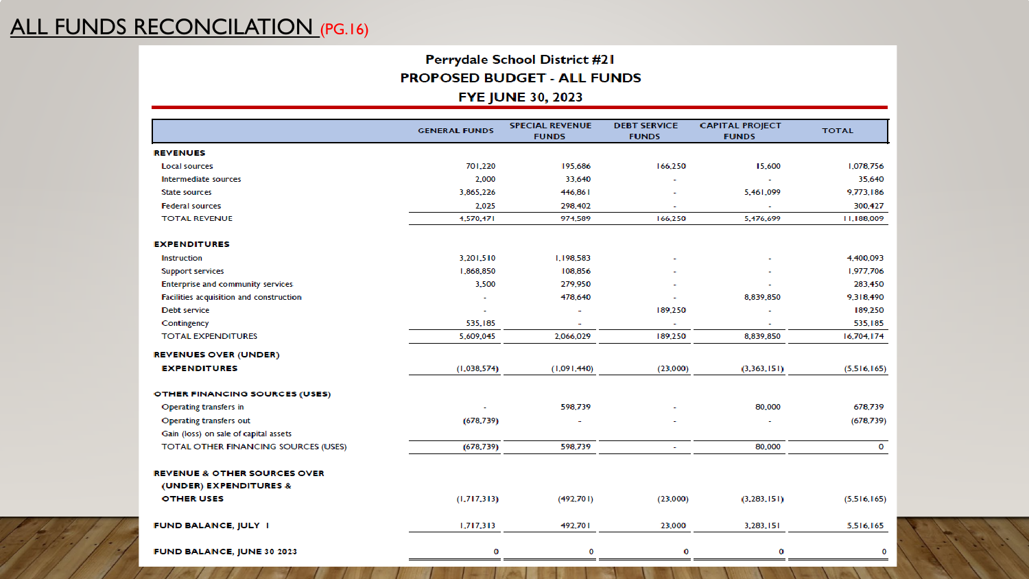# ALL FUNDS RECONCILATION (PG.16)

**Perrydale School District #21**
**PROPOSED BUDGET - ALL FUNDS**
**FYE JUNE 30, 2023**

| | GENERAL FUNDS | SPECIAL REVENUE FUNDS | DEBT SERVICE FUNDS | CAPITAL PROJECT FUNDS | TOTAL |
|---|---|---|---|---|---|
| **REVENUES** | | | | | |
| Local sources | 701,220 | 195,686 | 166,250 | 15,600 | 1,078,756 |
| Intermediate sources | 2,000 | 33,640 | - | - | 35,640 |
| State sources | 3,865,226 | 446,861 | - | 5,461,099 | 9,773,186 |
| Federal sources | 2,025 | 298,402 | - | - | 300,427 |
| TOTAL REVENUE | 4,570,471 | 974,589 | 166,250 | 5,476,699 | 11,188,009 |
| **EXPENDITURES** | | | | | |
| Instruction | 3,201,510 | 1,198,583 | - | - | 4,400,093 |
| Support services | 1,868,850 | 108,856 | - | - | 1,977,706 |
| Enterprise and community services | 3,500 | 279,950 | - | - | 283,450 |
| Facilities acquisition and construction | - | 478,640 | - | 8,839,850 | 9,318,490 |
| Debt service | - | - | 189,250 | - | 189,250 |
| Contingency | 535,185 | - | - | - | 535,185 |
| TOTAL EXPENDITURES | 5,609,045 | 2,066,029 | 189,250 | 8,839,850 | 16,704,174 |
| **REVENUES OVER (UNDER) EXPENDITURES** | (1,038,574) | (1,091,440) | (23,000) | (3,363,151) | (5,516,165) |
| **OTHER FINANCING SOURCES (USES)** | | | | | |
| Operating transfers in | - | 598,739 | - | 80,000 | 678,739 |
| Operating transfers out | (678,739) | - | - | - | (678,739) |
| Gain (loss) on sale of capital assets | | | | | |
| TOTAL OTHER FINANCING SOURCES (USES) | (678,739) | 598,739 | - | 80,000 | 0 |
| **REVENUE & OTHER SOURCES OVER (UNDER) EXPENDITURES & OTHER USES** | (1,717,313) | (492,701) | (23,000) | (3,283,151) | (5,516,165) |
| **FUND BALANCE, JULY 1** | 1,717,313 | 492,701 | 23,000 | 3,283,151 | 5,516,165 |
| **FUND BALANCE, JUNE 30 2023** | 0 | 0 | 0 | 0 | 0 |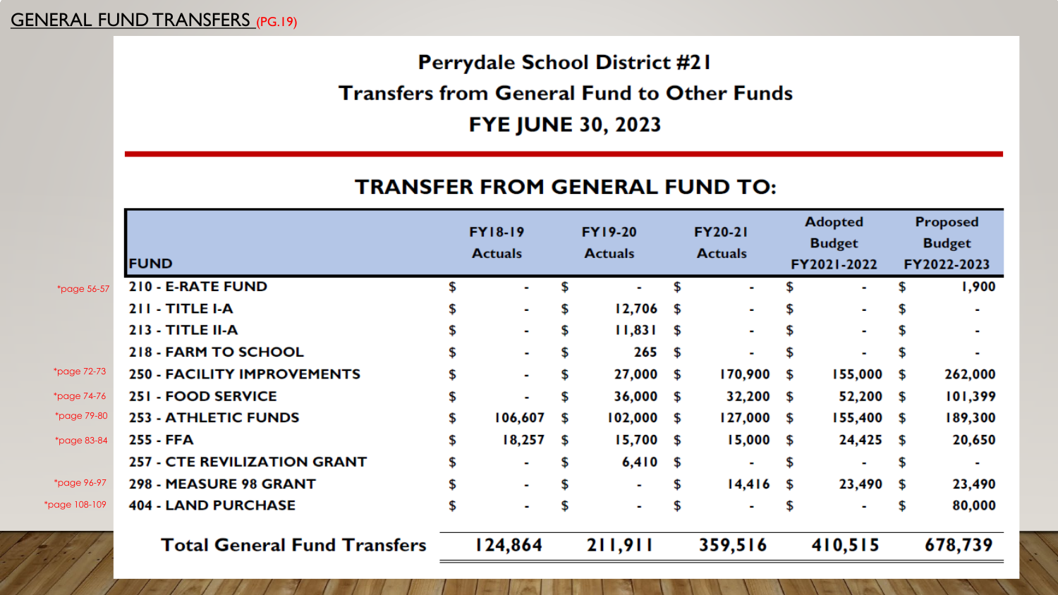## GENERAL FUND TRANSFERS (PG.19)

# Perrydale School District #21

## Transfers from General Fund to Other Funds

## FYE JUNE 30, 2023

### TRANSFER FROM GENERAL FUND TO:

| | FUND | FY18-19 Actuals | FY19-20 Actuals | FY20-21 Actuals | Adopted Budget FY2021-2022 | Proposed Budget FY2022-2023 |
|---|---|---|---|---|---|---|
| *page 56-57 | 210 - E-RATE FUND | $ - | $ - | $ - | $ - | $ 1,900 |
| | 211 - TITLE I-A | $ - | $ 12,706 | $ - | $ - | $ - |
| | 213 - TITLE II-A | $ - | $ 11,831 | $ - | $ - | $ - |
| | 218 - FARM TO SCHOOL | $ - | $ 265 | $ - | $ - | $ - |
| *page 72-73 | 250 - FACILITY IMPROVEMENTS | $ - | $ 27,000 | $ 170,900 | $ 155,000 | $ 262,000 |
| *page 74-76 | 251 - FOOD SERVICE | $ - | $ 36,000 | $ 32,200 | $ 52,200 | $ 101,399 |
| *page 79-80 | 253 - ATHLETIC FUNDS | $ 106,607 | $ 102,000 | $ 127,000 | $ 155,400 | $ 189,300 |
| *page 83-84 | 255 - FFA | $ 18,257 | $ 15,700 | $ 15,000 | $ 24,425 | $ 20,650 |
| | 257 - CTE REVILIZATION GRANT | $ - | $ 6,410 | $ - | $ - | $ - |
| *page 96-97 | 298 - MEASURE 98 GRANT | $ - | $ - | $ 14,416 | $ 23,490 | $ 23,490 |
| *page 108-109 | 404 - LAND PURCHASE | $ - | $ - | $ - | $ - | $ 80,000 |
| | **Total General Fund Transfers** | **124,864** | **211,911** | **359,516** | **410,515** | **678,739** |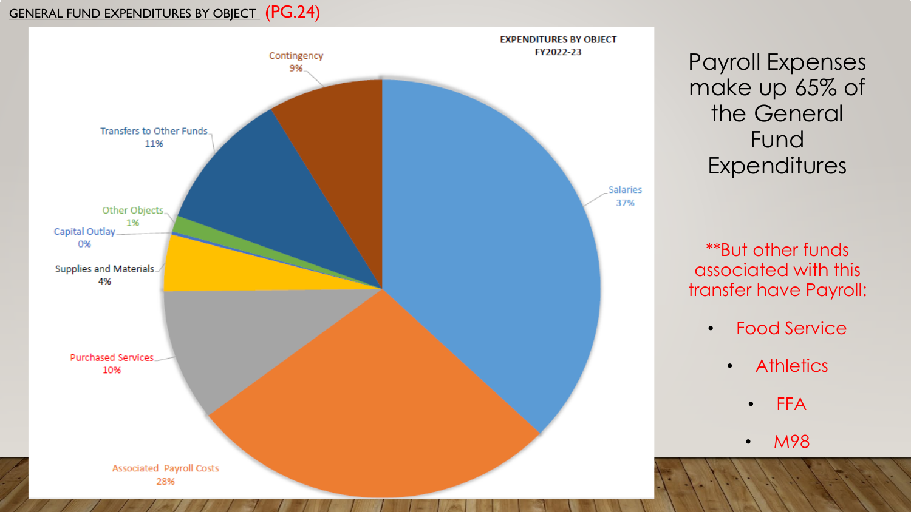## GENERAL FUND EXPENDITURES BY OBJECT (PG.24)

**EXPENDITURES BY OBJECT FY2022-23**

| Object | Percentage |
| --- | --- |
| Salaries | 37% |
| Associated Payroll Costs | 28% |
| Purchased Services | 10% |
| Supplies and Materials | 4% |
| Capital Outlay | 0% |
| Other Objects | 1% |
| Transfers to Other Funds | 11% |
| Contingency | 9% |

Payroll Expenses make up 65% of the General Fund Expenditures

**But other funds associated with this transfer have Payroll:

- Food Service
- Athletics
- FFA
- M98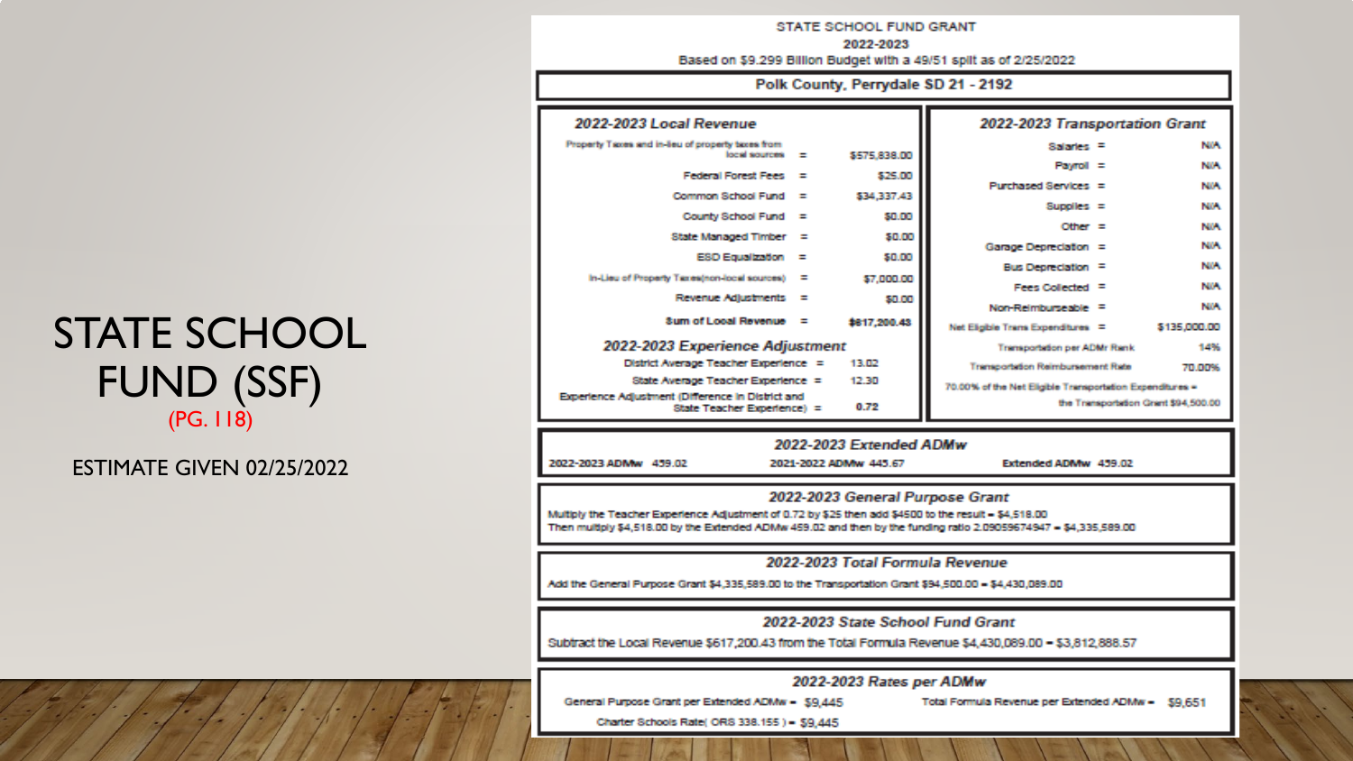# STATE SCHOOL FUND (SSF)

(PG. 118)

ESTIMATE GIVEN 02/25/2022

STATE SCHOOL FUND GRANT
2022-2023
Based on $9.299 Billion Budget with a 49/51 split as of 2/25/2022

**Polk County, Perrydale SD 21 - 2192**

### *2022-2023 Local Revenue*

| Item | | Amount |
|---|---|---|
| Property Taxes and in-lieu of property taxes from local sources | = | $575,838.00 |
| Federal Forest Fees | = | $25.00 |
| Common School Fund | = | $34,337.43 |
| County School Fund | = | $0.00 |
| State Managed Timber | = | $0.00 |
| ESD Equalization | = | $0.00 |
| In-Lieu of Property Taxes(non-local sources) | = | $7,000.00 |
| Revenue Adjustments | = | $0.00 |
| Sum of Local Revenue | = | $617,200.43 |

### *2022-2023 Experience Adjustment*

| Item | | Value |
|---|---|---|
| District Average Teacher Experience | = | 13.02 |
| State Average Teacher Experience | = | 12.30 |
| Experience Adjustment (Difference in District and State Teacher Experience) | = | 0.72 |

### *2022-2023 Transportation Grant*

| Item | | Value |
|---|---|---|
| Salaries | = | N/A |
| Payroll | = | N/A |
| Purchased Services | = | N/A |
| Supplies | = | N/A |
| Other | = | N/A |
| Garage Depreciation | = | N/A |
| Bus Depreciation | = | N/A |
| Fees Collected | = | N/A |
| Non-Reimburseable | = | N/A |
| Net Eligible Trans Expenditures | = | $135,000.00 |
| Transportation per ADMr Rank | | 14% |
| Transportation Reimbursement Rate | | 70.00% |

70.00% of the Net Eligible Transportation Expenditures = the Transportation Grant $94,500.00

### *2022-2023 Extended ADMw*

2022-2023 ADMw 459.02 | 2021-2022 ADMw 445.67 | Extended ADMw 459.02

### *2022-2023 General Purpose Grant*

Multiply the Teacher Experience Adjustment of 0.72 by $25 then add $4500 to the result = $4,518.00
Then multiply $4,518.00 by the Extended ADMw 459.02 and then by the funding ratio 2.09059674947 = $4,335,589.00

### *2022-2023 Total Formula Revenue*

Add the General Purpose Grant $4,335,589.00 to the Transportation Grant $94,500.00 = $4,430,089.00

### *2022-2023 State School Fund Grant*

Subtract the Local Revenue $617,200.43 from the Total Formula Revenue $4,430,089.00 = $3,812,888.57

### *2022-2023 Rates per ADMw*

General Purpose Grant per Extended ADMw = $9,445
Total Formula Revenue per Extended ADMw = $9,651
Charter Schools Rate( ORS 338.155 ) = $9,445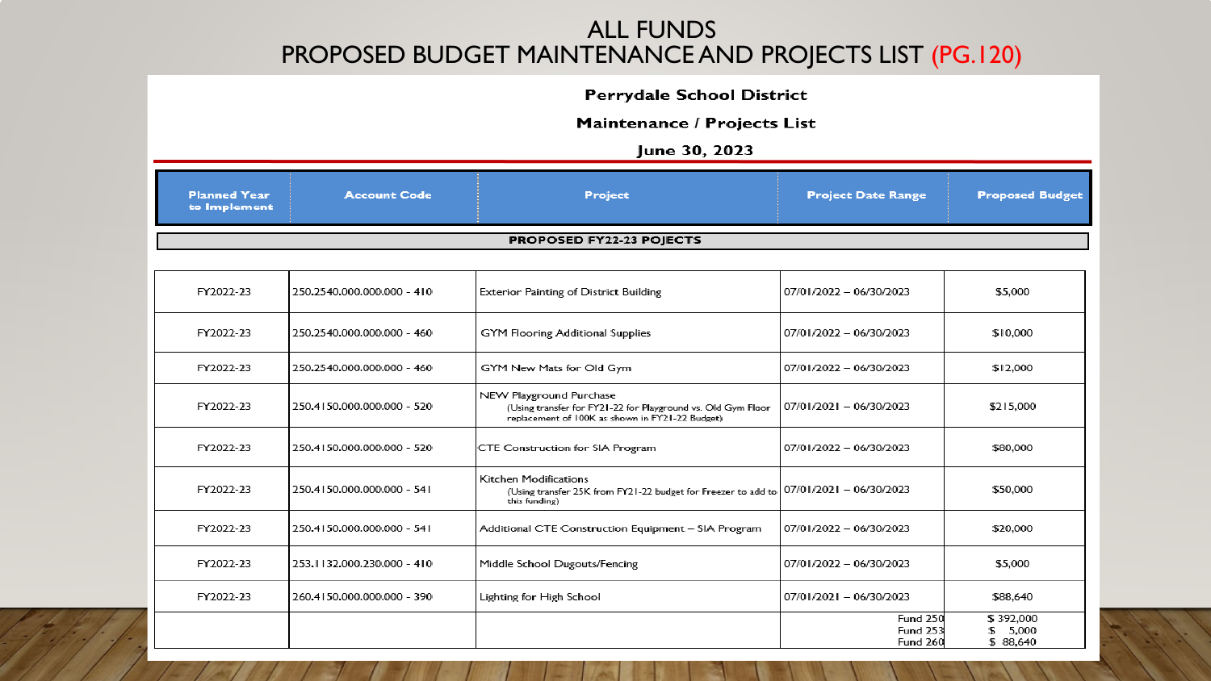# ALL FUNDS
# PROPOSED BUDGET MAINTENANCE AND PROJECTS LIST (PG.120)

**Perrydale School District**

**Maintenance / Projects List**

**June 30, 2023**

| Planned Year to Implement | Account Code | Project | Project Date Range | Proposed Budget |
|---|---|---|---|---|
| **PROPOSED FY22-23 POJECTS** | | | | |
| FY2022-23 | 250.2540.000.000.000 - 410 | Exterior Painting of District Building | 07/01/2022 – 06/30/2023 | $5,000 |
| FY2022-23 | 250.2540.000.000.000 - 460 | GYM Flooring Additional Supplies | 07/01/2022 – 06/30/2023 | $10,000 |
| FY2022-23 | 250.2540.000.000.000 - 460 | GYM New Mats for Old Gym | 07/01/2022 – 06/30/2023 | $12,000 |
| FY2022-23 | 250.4150.000.000.000 - 520 | NEW Playground Purchase (Using transfer for FY21-22 for Playground vs. Old Gym Floor replacement of 100K as shown in FY21-22 Budget) | 07/01/2021 – 06/30/2023 | $215,000 |
| FY2022-23 | 250.4150.000.000.000 - 520 | CTE Construction for SIA Program | 07/01/2022 – 06/30/2023 | $80,000 |
| FY2022-23 | 250.4150.000.000.000 - 541 | Kitchen Modifications (Using transfer 25K from FY21-22 budget for Freezer to add to this funding) | 07/01/2021 – 06/30/2023 | $50,000 |
| FY2022-23 | 250.4150.000.000.000 - 541 | Additional CTE Construction Equipment – SIA Program | 07/01/2022 – 06/30/2023 | $20,000 |
| FY2022-23 | 253.1132.000.230.000 - 410 | Middle School Dugouts/Fencing | 07/01/2022 – 06/30/2023 | $5,000 |
| FY2022-23 | 260.4150.000.000.000 - 390 | Lighting for High School | 07/01/2021 – 06/30/2023 | $88,640 |
| | | | Fund 250<br>Fund 253<br>Fund 260 | $ 392,000<br>$ 5,000<br>$ 88,640 |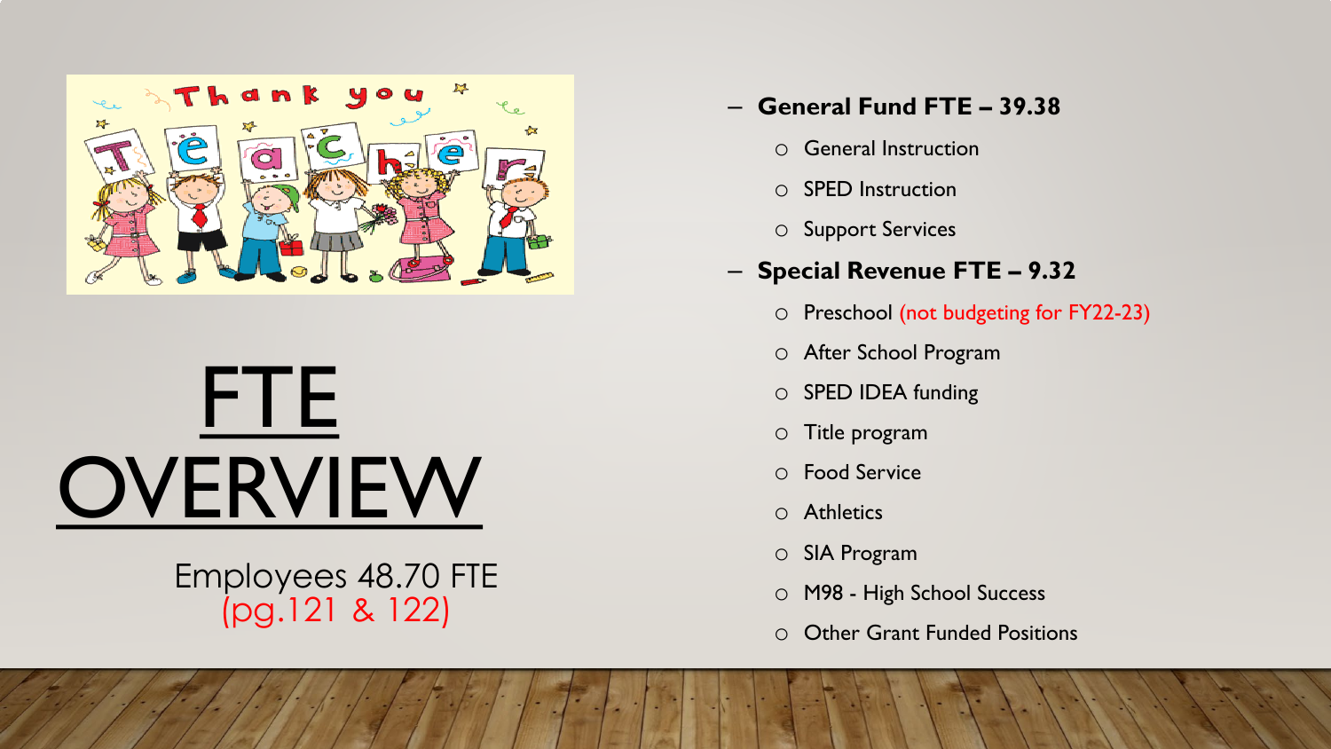# FTE OVERVIEW

Employees 48.70 FTE
(pg.121 & 122)

- **General Fund FTE – 39.38**
  - General Instruction
  - SPED Instruction
  - Support Services
- **Special Revenue FTE – 9.32**
  - Preschool (not budgeting for FY22-23)
  - After School Program
  - SPED IDEA funding
  - Title program
  - Food Service
  - Athletics
  - SIA Program
  - M98 - High School Success
  - Other Grant Funded Positions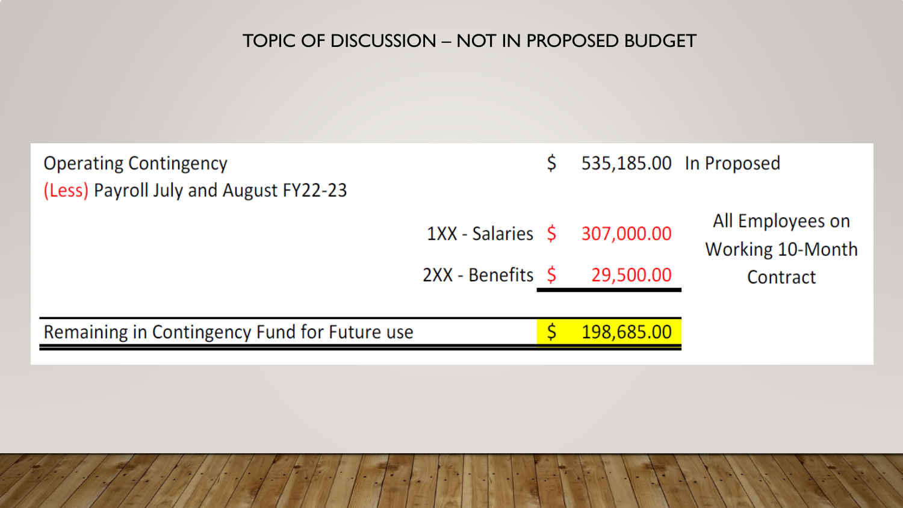# TOPIC OF DISCUSSION – NOT IN PROPOSED BUDGET

| | | | |
|---|---|---|---|
| Operating Contingency | | $ 535,185.00 | In Proposed |
| (Less) Payroll July and August FY22-23 | | | |
| | 1XX - Salaries | $ 307,000.00 | All Employees on Working 10-Month Contract |
| | 2XX - Benefits | $ 29,500.00 | |
| Remaining in Contingency Fund for Future use | | $ 198,685.00 | |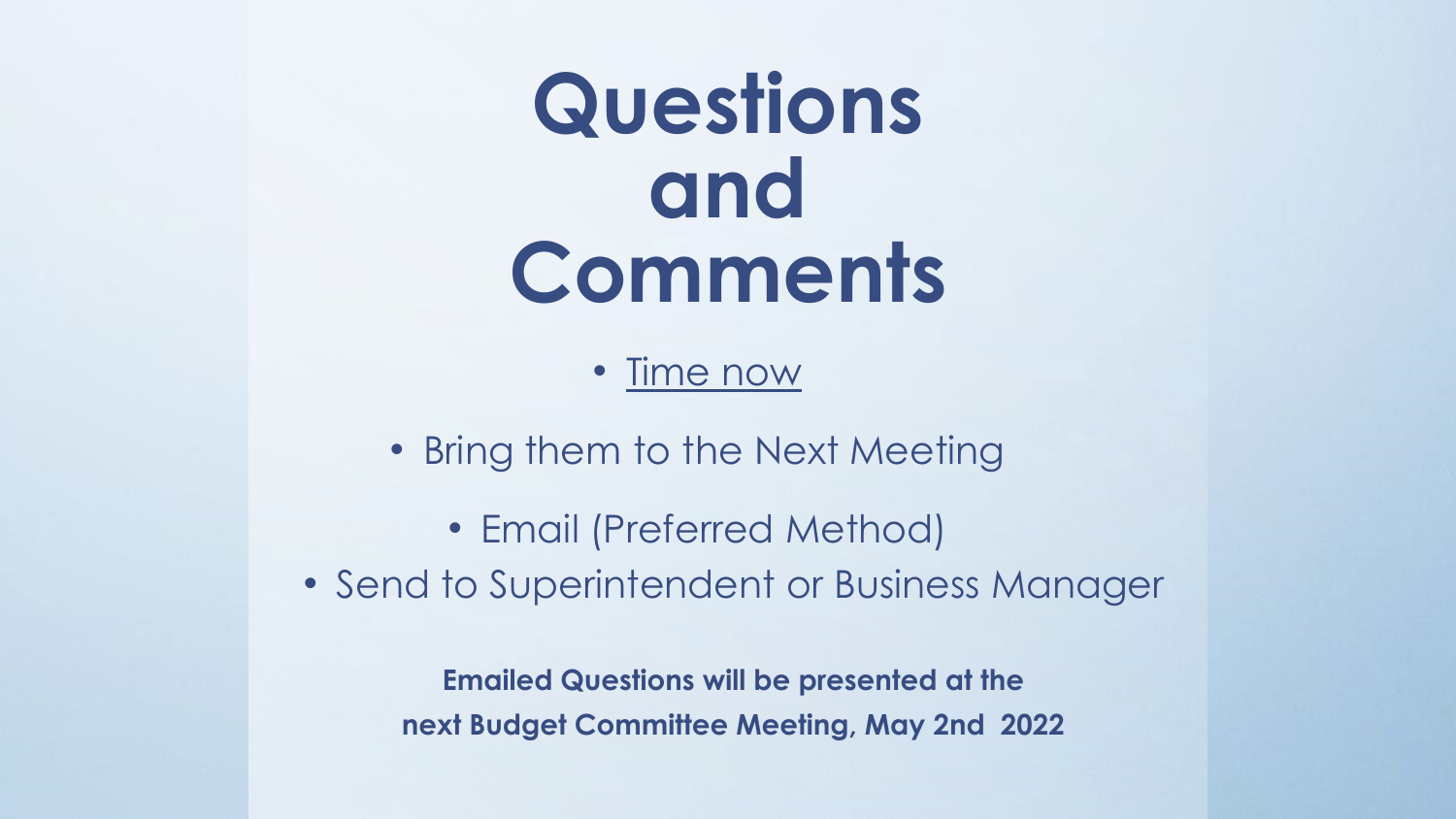# Questions and Comments

- <u>Time now</u>
- Bring them to the Next Meeting
- Email (Preferred Method)
- Send to Superintendent or Business Manager

**Emailed Questions will be presented at the next Budget Committee Meeting, May 2nd 2022**